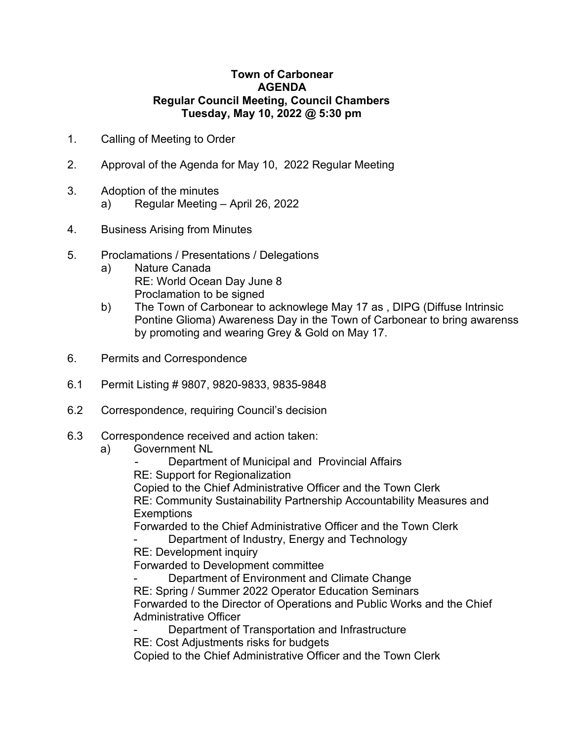**Town of Carbonear**
**AGENDA**
**Regular Council Meeting, Council Chambers**
**Tuesday, May 10, 2022 @ 5:30 pm**

1. Calling of Meeting to Order

2. Approval of the Agenda for May 10, 2022 Regular Meeting

3. Adoption of the minutes
   a) Regular Meeting – April 26, 2022

4. Business Arising from Minutes

5. Proclamations / Presentations / Delegations
   a) Nature Canada
      RE: World Ocean Day June 8
      Proclamation to be signed
   b) The Town of Carbonear to acknowlege May 17 as , DIPG (Diffuse Intrinsic Pontine Glioma) Awareness Day in the Town of Carbonear to bring awarenss by promoting and wearing Grey & Gold on May 17.

6. Permits and Correspondence

6.1 Permit Listing # 9807, 9820-9833, 9835-9848

6.2 Correspondence, requiring Council's decision

6.3 Correspondence received and action taken:
   a) Government NL
      - Department of Municipal and Provincial Affairs
      RE: Support for Regionalization
      Copied to the Chief Administrative Officer and the Town Clerk
      RE: Community Sustainability Partnership Accountability Measures and Exemptions
      Forwarded to the Chief Administrative Officer and the Town Clerk
      - Department of Industry, Energy and Technology
      RE: Development inquiry
      Forwarded to Development committee
      - Department of Environment and Climate Change
      RE: Spring / Summer 2022 Operator Education Seminars
      Forwarded to the Director of Operations and Public Works and the Chief Administrative Officer
      - Department of Transportation and Infrastructure
      RE: Cost Adjustments risks for budgets
      Copied to the Chief Administrative Officer and the Town Clerk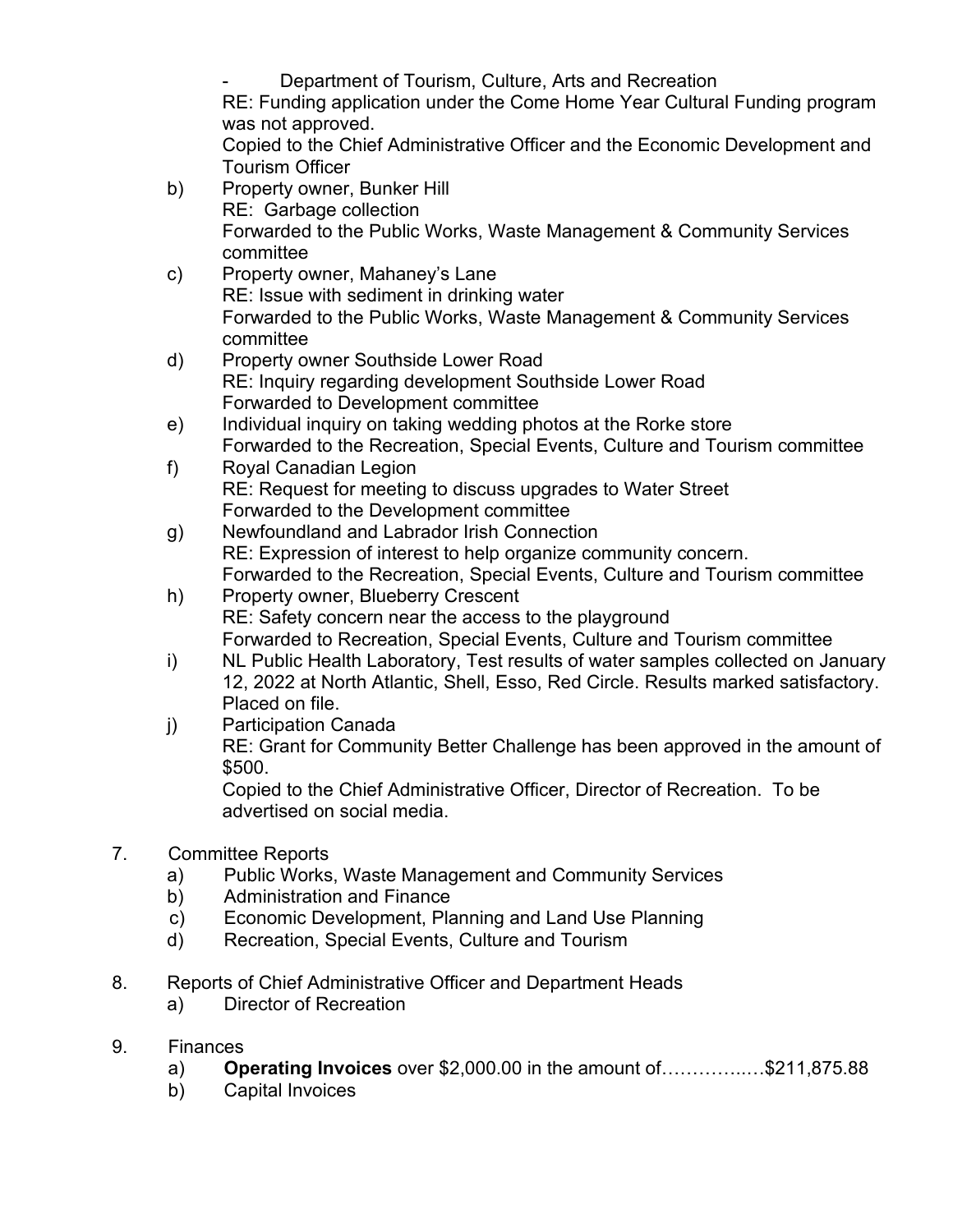- Department of Tourism, Culture, Arts and Recreation
  RE: Funding application under the Come Home Year Cultural Funding program was not approved.
  Copied to the Chief Administrative Officer and the Economic Development and Tourism Officer

b) Property owner, Bunker Hill
   RE: Garbage collection
   Forwarded to the Public Works, Waste Management & Community Services committee

c) Property owner, Mahaney's Lane
   RE: Issue with sediment in drinking water
   Forwarded to the Public Works, Waste Management & Community Services committee

d) Property owner Southside Lower Road
   RE: Inquiry regarding development Southside Lower Road
   Forwarded to Development committee

e) Individual inquiry on taking wedding photos at the Rorke store
   Forwarded to the Recreation, Special Events, Culture and Tourism committee

f) Royal Canadian Legion
   RE: Request for meeting to discuss upgrades to Water Street
   Forwarded to the Development committee

g) Newfoundland and Labrador Irish Connection
   RE: Expression of interest to help organize community concern.
   Forwarded to the Recreation, Special Events, Culture and Tourism committee

h) Property owner, Blueberry Crescent
   RE: Safety concern near the access to the playground
   Forwarded to Recreation, Special Events, Culture and Tourism committee

i) NL Public Health Laboratory, Test results of water samples collected on January 12, 2022 at North Atlantic, Shell, Esso, Red Circle. Results marked satisfactory. Placed on file.

j) Participation Canada
   RE: Grant for Community Better Challenge has been approved in the amount of $500.
   Copied to the Chief Administrative Officer, Director of Recreation. To be advertised on social media.

7. Committee Reports
   a) Public Works, Waste Management and Community Services
   b) Administration and Finance
   c) Economic Development, Planning and Land Use Planning
   d) Recreation, Special Events, Culture and Tourism

8. Reports of Chief Administrative Officer and Department Heads
   a) Director of Recreation

9. Finances
   a) **Operating Invoices** over $2,000.00 in the amount of…………..…$211,875.88
   b) Capital Invoices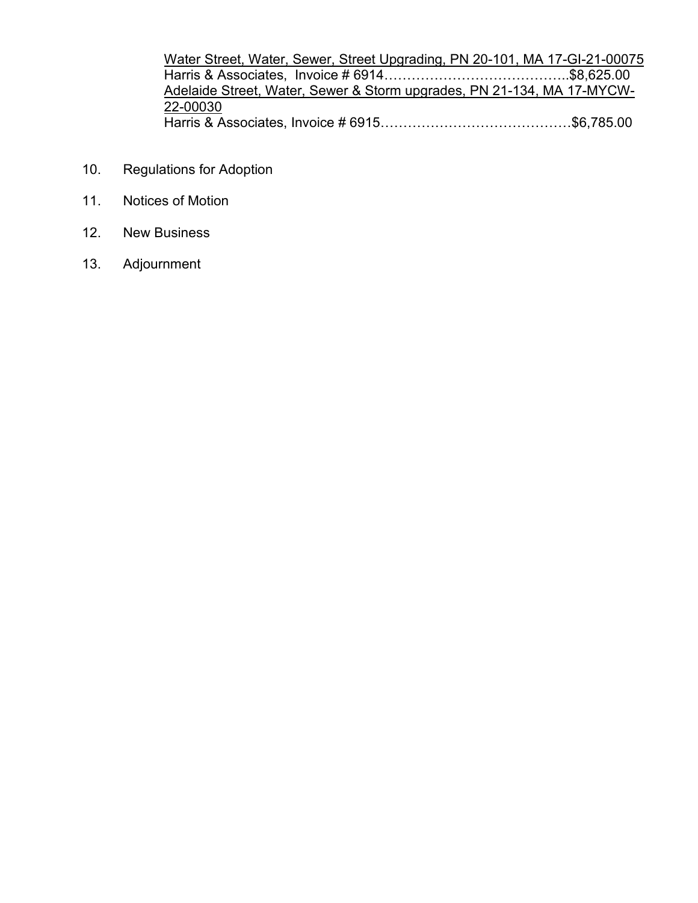<u>Water Street, Water, Sewer, Street Upgrading, PN 20-101, MA 17-GI-21-00075</u>
Harris & Associates, Invoice # 6914…………………………………..$8,625.00
<u>Adelaide Street, Water, Sewer & Storm upgrades, PN 21-134, MA 17-MYCW-22-00030</u>
Harris & Associates, Invoice # 6915……………………………………$6,785.00

10. Regulations for Adoption

11. Notices of Motion

12. New Business

13. Adjournment